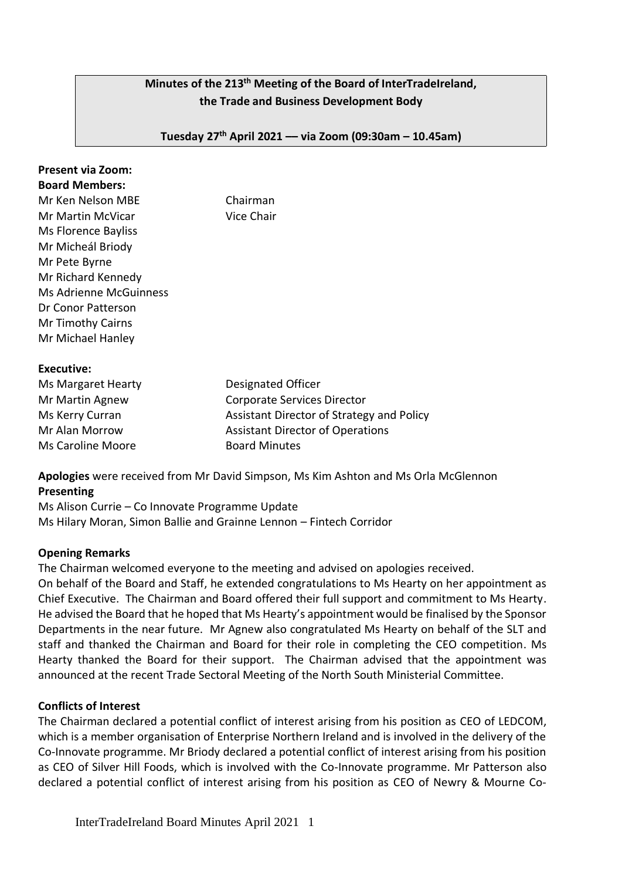**Minutes of the 213th Meeting of the Board of InterTradeIreland, the Trade and Business Development Body**

**Tuesday 27th April 2021 –– via Zoom (09:30am – 10.45am)**

**Present via Zoom:**

**Board Members:**

| | |
|---|---|
| Mr Ken Nelson MBE | Chairman |
| Mr Martin McVicar | Vice Chair |
| Ms Florence Bayliss | |
| Mr Micheál Briody | |
| Mr Pete Byrne | |
| Mr Richard Kennedy | |
| Ms Adrienne McGuinness | |
| Dr Conor Patterson | |
| Mr Timothy Cairns | |
| Mr Michael Hanley | |

**Executive:**

| | |
|---|---|
| Ms Margaret Hearty | Designated Officer |
| Mr Martin Agnew | Corporate Services Director |
| Ms Kerry Curran | Assistant Director of Strategy and Policy |
| Mr Alan Morrow | Assistant Director of Operations |
| Ms Caroline Moore | Board Minutes |

**Apologies** were received from Mr David Simpson, Ms Kim Ashton and Ms Orla McGlennon

**Presenting**

Ms Alison Currie – Co Innovate Programme Update

Ms Hilary Moran, Simon Ballie and Grainne Lennon – Fintech Corridor

**Opening Remarks**

The Chairman welcomed everyone to the meeting and advised on apologies received.

On behalf of the Board and Staff, he extended congratulations to Ms Hearty on her appointment as Chief Executive. The Chairman and Board offered their full support and commitment to Ms Hearty. He advised the Board that he hoped that Ms Hearty's appointment would be finalised by the Sponsor Departments in the near future. Mr Agnew also congratulated Ms Hearty on behalf of the SLT and staff and thanked the Chairman and Board for their role in completing the CEO competition. Ms Hearty thanked the Board for their support. The Chairman advised that the appointment was announced at the recent Trade Sectoral Meeting of the North South Ministerial Committee.

**Conflicts of Interest**

The Chairman declared a potential conflict of interest arising from his position as CEO of LEDCOM, which is a member organisation of Enterprise Northern Ireland and is involved in the delivery of the Co-Innovate programme. Mr Briody declared a potential conflict of interest arising from his position as CEO of Silver Hill Foods, which is involved with the Co-Innovate programme. Mr Patterson also declared a potential conflict of interest arising from his position as CEO of Newry & Mourne Co-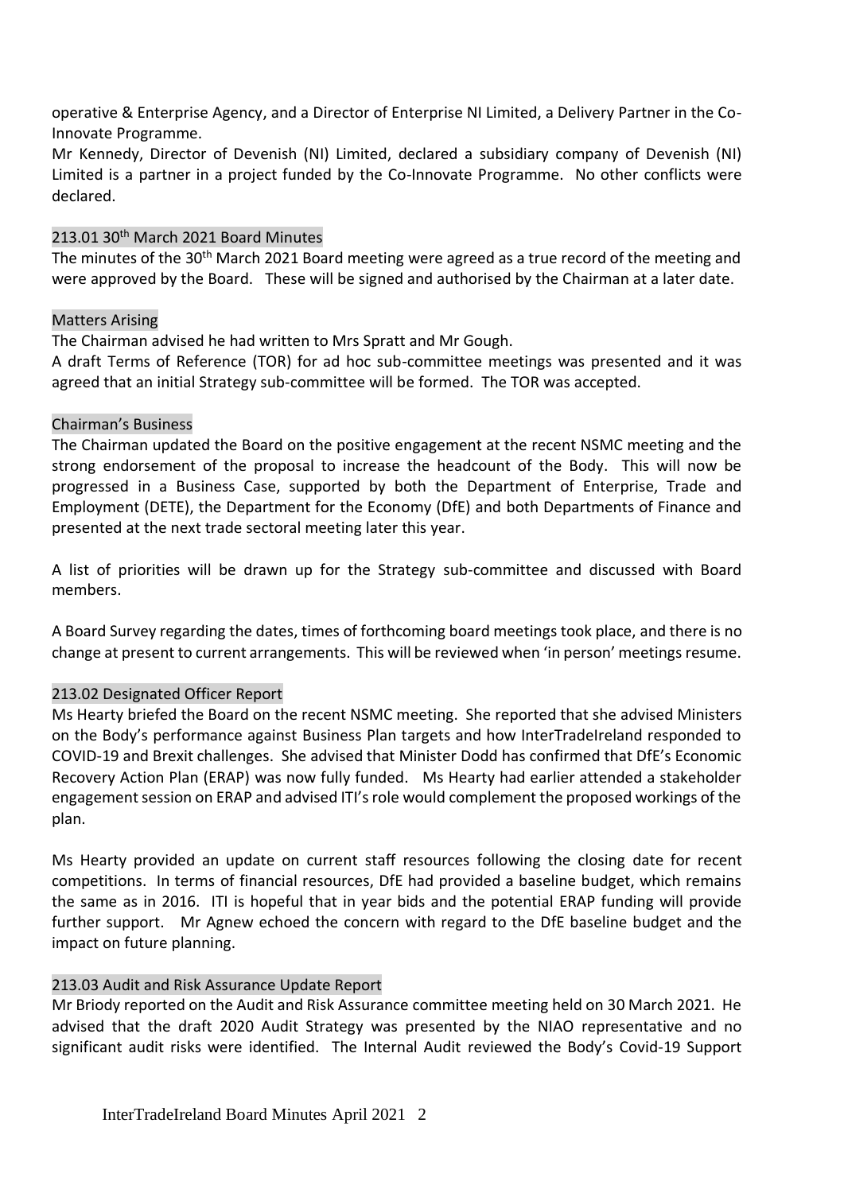operative & Enterprise Agency, and a Director of Enterprise NI Limited, a Delivery Partner in the Co-Innovate Programme.

Mr Kennedy, Director of Devenish (NI) Limited, declared a subsidiary company of Devenish (NI) Limited is a partner in a project funded by the Co-Innovate Programme. No other conflicts were declared.

### 213.01 30th March 2021 Board Minutes

The minutes of the 30th March 2021 Board meeting were agreed as a true record of the meeting and were approved by the Board. These will be signed and authorised by the Chairman at a later date.

### Matters Arising

The Chairman advised he had written to Mrs Spratt and Mr Gough.

A draft Terms of Reference (TOR) for ad hoc sub-committee meetings was presented and it was agreed that an initial Strategy sub-committee will be formed. The TOR was accepted.

### Chairman's Business

The Chairman updated the Board on the positive engagement at the recent NSMC meeting and the strong endorsement of the proposal to increase the headcount of the Body. This will now be progressed in a Business Case, supported by both the Department of Enterprise, Trade and Employment (DETE), the Department for the Economy (DfE) and both Departments of Finance and presented at the next trade sectoral meeting later this year.

A list of priorities will be drawn up for the Strategy sub-committee and discussed with Board members.

A Board Survey regarding the dates, times of forthcoming board meetings took place, and there is no change at present to current arrangements. This will be reviewed when 'in person' meetings resume.

### 213.02 Designated Officer Report

Ms Hearty briefed the Board on the recent NSMC meeting. She reported that she advised Ministers on the Body's performance against Business Plan targets and how InterTradeIreland responded to COVID-19 and Brexit challenges. She advised that Minister Dodd has confirmed that DfE's Economic Recovery Action Plan (ERAP) was now fully funded. Ms Hearty had earlier attended a stakeholder engagement session on ERAP and advised ITI's role would complement the proposed workings of the plan.

Ms Hearty provided an update on current staff resources following the closing date for recent competitions. In terms of financial resources, DfE had provided a baseline budget, which remains the same as in 2016. ITI is hopeful that in year bids and the potential ERAP funding will provide further support. Mr Agnew echoed the concern with regard to the DfE baseline budget and the impact on future planning.

### 213.03 Audit and Risk Assurance Update Report

Mr Briody reported on the Audit and Risk Assurance committee meeting held on 30 March 2021. He advised that the draft 2020 Audit Strategy was presented by the NIAO representative and no significant audit risks were identified. The Internal Audit reviewed the Body's Covid-19 Support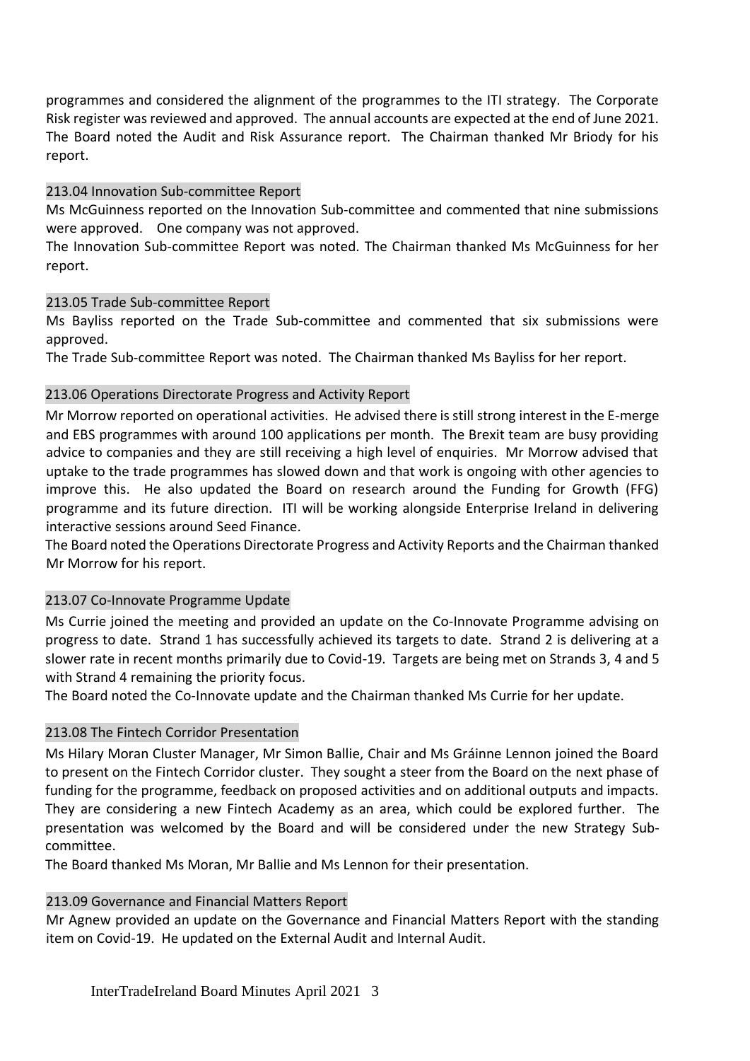programmes and considered the alignment of the programmes to the ITI strategy. The Corporate Risk register was reviewed and approved. The annual accounts are expected at the end of June 2021. The Board noted the Audit and Risk Assurance report. The Chairman thanked Mr Briody for his report.

### 213.04 Innovation Sub-committee Report

Ms McGuinness reported on the Innovation Sub-committee and commented that nine submissions were approved. One company was not approved.

The Innovation Sub-committee Report was noted. The Chairman thanked Ms McGuinness for her report.

### 213.05 Trade Sub-committee Report

Ms Bayliss reported on the Trade Sub-committee and commented that six submissions were approved.

The Trade Sub-committee Report was noted. The Chairman thanked Ms Bayliss for her report.

### 213.06 Operations Directorate Progress and Activity Report

Mr Morrow reported on operational activities. He advised there is still strong interest in the E-merge and EBS programmes with around 100 applications per month. The Brexit team are busy providing advice to companies and they are still receiving a high level of enquiries. Mr Morrow advised that uptake to the trade programmes has slowed down and that work is ongoing with other agencies to improve this. He also updated the Board on research around the Funding for Growth (FFG) programme and its future direction. ITI will be working alongside Enterprise Ireland in delivering interactive sessions around Seed Finance.

The Board noted the Operations Directorate Progress and Activity Reports and the Chairman thanked Mr Morrow for his report.

### 213.07 Co-Innovate Programme Update

Ms Currie joined the meeting and provided an update on the Co-Innovate Programme advising on progress to date. Strand 1 has successfully achieved its targets to date. Strand 2 is delivering at a slower rate in recent months primarily due to Covid-19. Targets are being met on Strands 3, 4 and 5 with Strand 4 remaining the priority focus.

The Board noted the Co-Innovate update and the Chairman thanked Ms Currie for her update.

### 213.08 The Fintech Corridor Presentation

Ms Hilary Moran Cluster Manager, Mr Simon Ballie, Chair and Ms Gráinne Lennon joined the Board to present on the Fintech Corridor cluster. They sought a steer from the Board on the next phase of funding for the programme, feedback on proposed activities and on additional outputs and impacts. They are considering a new Fintech Academy as an area, which could be explored further. The presentation was welcomed by the Board and will be considered under the new Strategy Sub-committee.

The Board thanked Ms Moran, Mr Ballie and Ms Lennon for their presentation.

### 213.09 Governance and Financial Matters Report

Mr Agnew provided an update on the Governance and Financial Matters Report with the standing item on Covid-19. He updated on the External Audit and Internal Audit.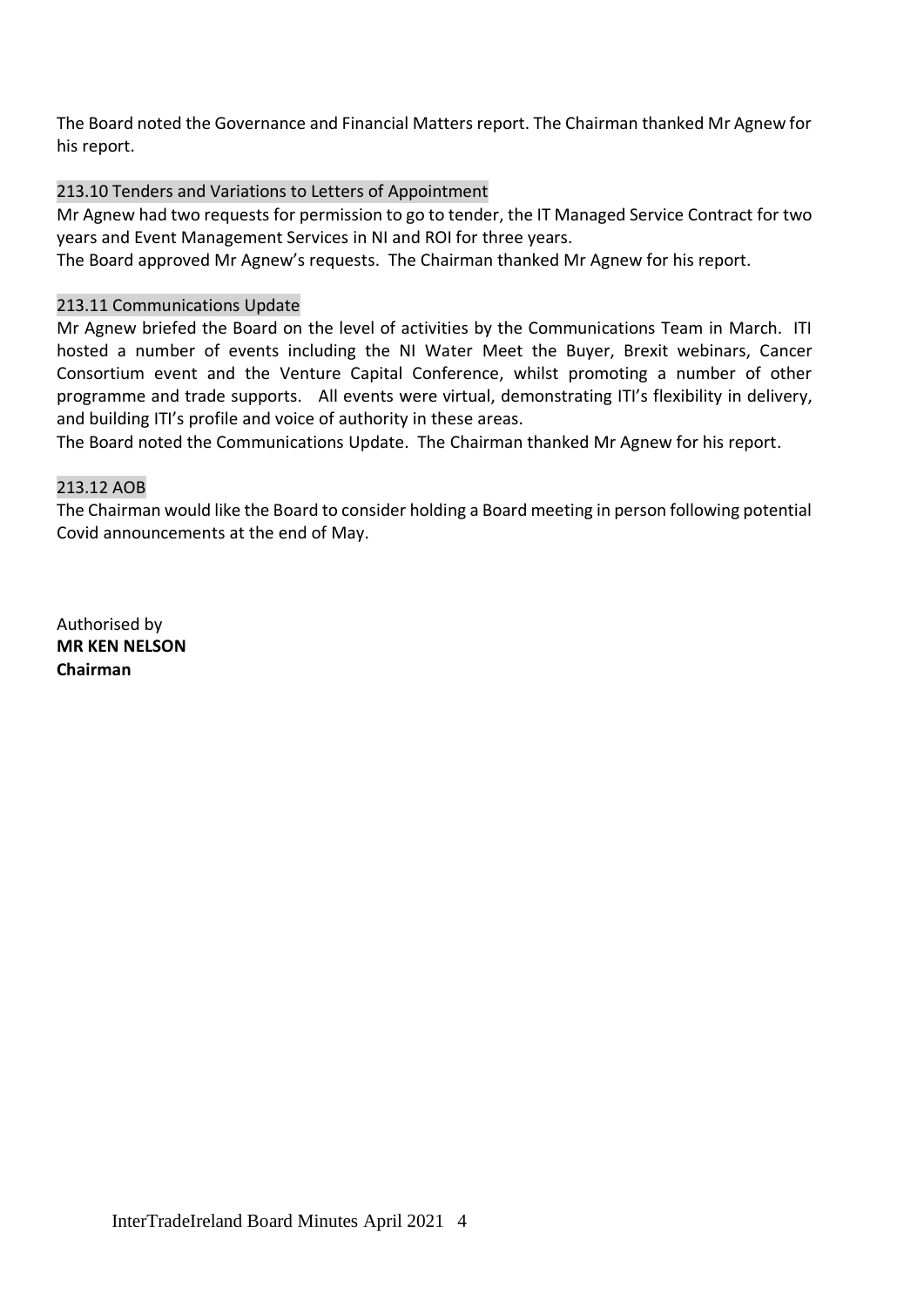The Board noted the Governance and Financial Matters report. The Chairman thanked Mr Agnew for his report.

### 213.10 Tenders and Variations to Letters of Appointment

Mr Agnew had two requests for permission to go to tender, the IT Managed Service Contract for two years and Event Management Services in NI and ROI for three years.
The Board approved Mr Agnew's requests. The Chairman thanked Mr Agnew for his report.

### 213.11 Communications Update

Mr Agnew briefed the Board on the level of activities by the Communications Team in March. ITI hosted a number of events including the NI Water Meet the Buyer, Brexit webinars, Cancer Consortium event and the Venture Capital Conference, whilst promoting a number of other programme and trade supports. All events were virtual, demonstrating ITI's flexibility in delivery, and building ITI's profile and voice of authority in these areas.
The Board noted the Communications Update. The Chairman thanked Mr Agnew for his report.

### 213.12 AOB

The Chairman would like the Board to consider holding a Board meeting in person following potential Covid announcements at the end of May.

Authorised by
**MR KEN NELSON**
**Chairman**